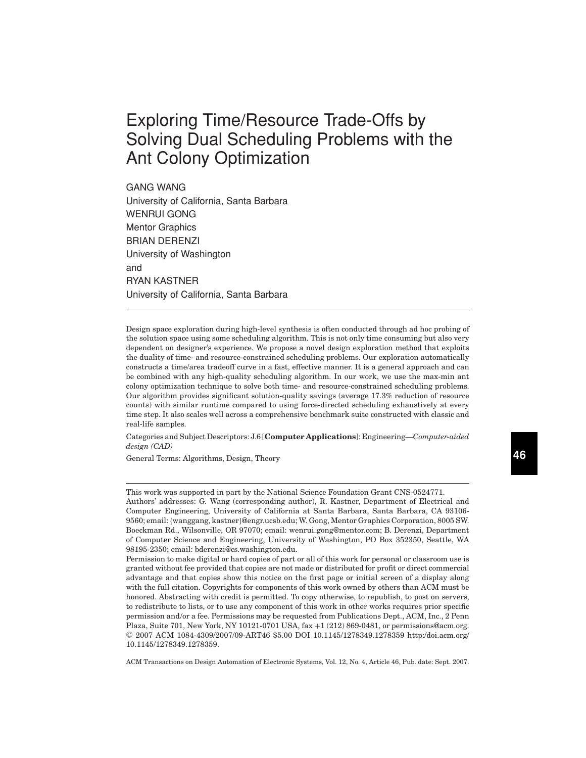# Exploring Time/Resource Trade-Offs by Solving Dual Scheduling Problems with the Ant Colony Optimization

GANG WANG
University of California, Santa Barbara
WENRUI GONG
Mentor Graphics
BRIAN DERENZI
University of Washington
and
RYAN KASTNER
University of California, Santa Barbara

---

Design space exploration during high-level synthesis is often conducted through ad hoc probing of the solution space using some scheduling algorithm. This is not only time consuming but also very dependent on designer's experience. We propose a novel design exploration method that exploits the duality of time- and resource-constrained scheduling problems. Our exploration automatically constructs a time/area tradeoff curve in a fast, effective manner. It is a general approach and can be combined with any high-quality scheduling algorithm. In our work, we use the max-min ant colony optimization technique to solve both time- and resource-constrained scheduling problems. Our algorithm provides significant solution-quality savings (average 17.3% reduction of resource counts) with similar runtime compared to using force-directed scheduling exhaustively at every time step. It also scales well across a comprehensive benchmark suite constructed with classic and real-life samples.

Categories and Subject Descriptors: J.6 [**Computer Applications**]: Engineering—*Computer-aided design (CAD)*

General Terms: Algorithms, Design, Theory

---

This work was supported in part by the National Science Foundation Grant CNS-0524771.

Authors' addresses: G. Wang (corresponding author), R. Kastner, Department of Electrical and Computer Engineering, University of California at Santa Barbara, Santa Barbara, CA 93106-9560; email: {wanggang, kastner}@engr.ucsb.edu; W. Gong, Mentor Graphics Corporation, 8005 SW. Boeckman Rd., Wilsonville, OR 97070; email: wenrui_gong@mentor.com; B. Derenzi, Department of Computer Science and Engineering, University of Washington, PO Box 352350, Seattle, WA 98195-2350; email: bderenzi@cs.washington.edu.

Permission to make digital or hard copies of part or all of this work for personal or classroom use is granted without fee provided that copies are not made or distributed for profit or direct commercial advantage and that copies show this notice on the first page or initial screen of a display along with the full citation. Copyrights for components of this work owned by others than ACM must be honored. Abstracting with credit is permitted. To copy otherwise, to republish, to post on servers, to redistribute to lists, or to use any component of this work in other works requires prior specific permission and/or a fee. Permissions may be requested from Publications Dept., ACM, Inc., 2 Penn Plaza, Suite 701, New York, NY 10121-0701 USA, fax +1 (212) 869-0481, or permissions@acm.org.
© 2007 ACM 1084-4309/2007/09-ART46 $5.00 DOI 10.1145/1278349.1278359 http:/doi.acm.org/10.1145/1278349.1278359.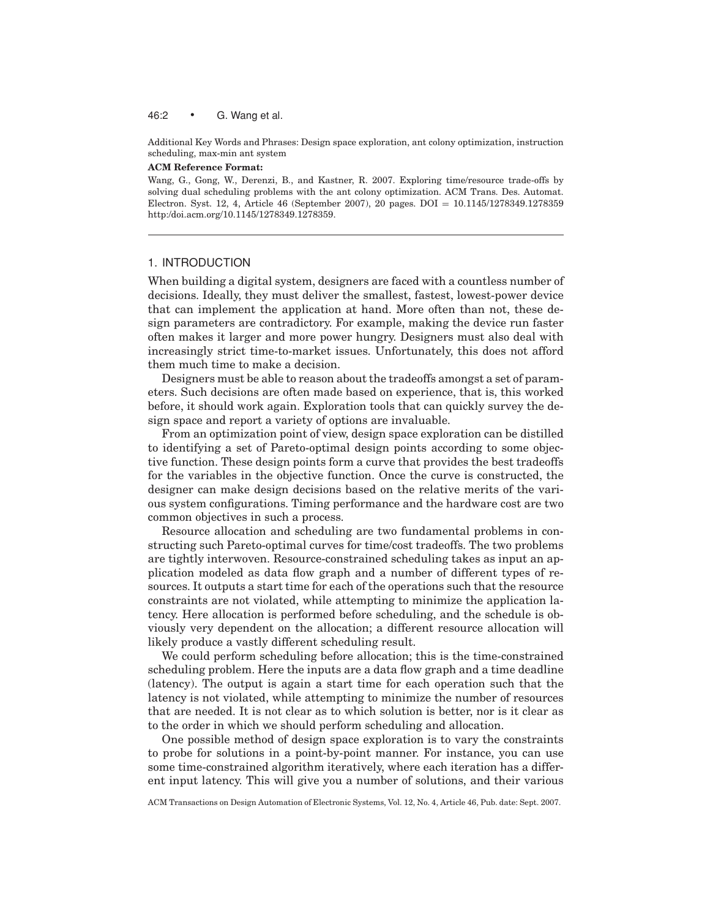Additional Key Words and Phrases: Design space exploration, ant colony optimization, instruction scheduling, max-min ant system

**ACM Reference Format:**

Wang, G., Gong, W., Derenzi, B., and Kastner, R. 2007. Exploring time/resource trade-offs by solving dual scheduling problems with the ant colony optimization. ACM Trans. Des. Automat. Electron. Syst. 12, 4, Article 46 (September 2007), 20 pages. DOI = 10.1145/1278349.1278359 http:/doi.acm.org/10.1145/1278349.1278359.

## 1. INTRODUCTION

When building a digital system, designers are faced with a countless number of decisions. Ideally, they must deliver the smallest, fastest, lowest-power device that can implement the application at hand. More often than not, these design parameters are contradictory. For example, making the device run faster often makes it larger and more power hungry. Designers must also deal with increasingly strict time-to-market issues. Unfortunately, this does not afford them much time to make a decision.

Designers must be able to reason about the tradeoffs amongst a set of parameters. Such decisions are often made based on experience, that is, this worked before, it should work again. Exploration tools that can quickly survey the design space and report a variety of options are invaluable.

From an optimization point of view, design space exploration can be distilled to identifying a set of Pareto-optimal design points according to some objective function. These design points form a curve that provides the best tradeoffs for the variables in the objective function. Once the curve is constructed, the designer can make design decisions based on the relative merits of the various system configurations. Timing performance and the hardware cost are two common objectives in such a process.

Resource allocation and scheduling are two fundamental problems in constructing such Pareto-optimal curves for time/cost tradeoffs. The two problems are tightly interwoven. Resource-constrained scheduling takes as input an application modeled as data flow graph and a number of different types of resources. It outputs a start time for each of the operations such that the resource constraints are not violated, while attempting to minimize the application latency. Here allocation is performed before scheduling, and the schedule is obviously very dependent on the allocation; a different resource allocation will likely produce a vastly different scheduling result.

We could perform scheduling before allocation; this is the time-constrained scheduling problem. Here the inputs are a data flow graph and a time deadline (latency). The output is again a start time for each operation such that the latency is not violated, while attempting to minimize the number of resources that are needed. It is not clear as to which solution is better, nor is it clear as to the order in which we should perform scheduling and allocation.

One possible method of design space exploration is to vary the constraints to probe for solutions in a point-by-point manner. For instance, you can use some time-constrained algorithm iteratively, where each iteration has a different input latency. This will give you a number of solutions, and their various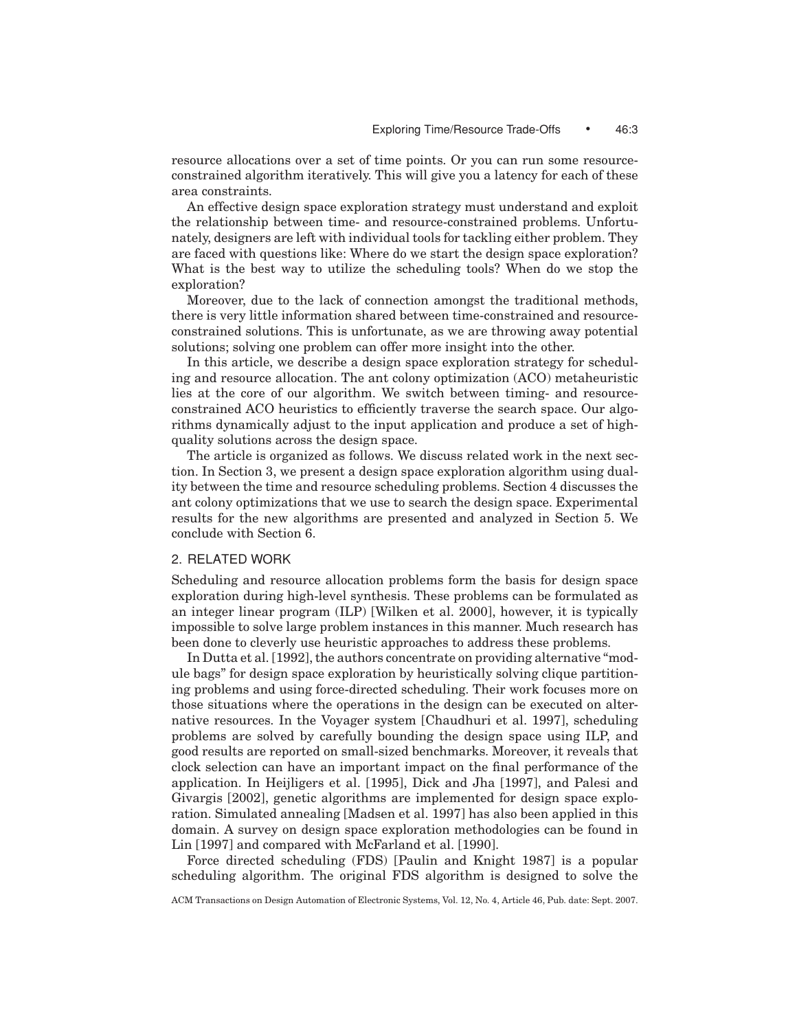resource allocations over a set of time points. Or you can run some resource-constrained algorithm iteratively. This will give you a latency for each of these area constraints.

An effective design space exploration strategy must understand and exploit the relationship between time- and resource-constrained problems. Unfortunately, designers are left with individual tools for tackling either problem. They are faced with questions like: Where do we start the design space exploration? What is the best way to utilize the scheduling tools? When do we stop the exploration?

Moreover, due to the lack of connection amongst the traditional methods, there is very little information shared between time-constrained and resource-constrained solutions. This is unfortunate, as we are throwing away potential solutions; solving one problem can offer more insight into the other.

In this article, we describe a design space exploration strategy for scheduling and resource allocation. The ant colony optimization (ACO) metaheuristic lies at the core of our algorithm. We switch between timing- and resource-constrained ACO heuristics to efficiently traverse the search space. Our algorithms dynamically adjust to the input application and produce a set of high-quality solutions across the design space.

The article is organized as follows. We discuss related work in the next section. In Section 3, we present a design space exploration algorithm using duality between the time and resource scheduling problems. Section 4 discusses the ant colony optimizations that we use to search the design space. Experimental results for the new algorithms are presented and analyzed in Section 5. We conclude with Section 6.

## 2. RELATED WORK

Scheduling and resource allocation problems form the basis for design space exploration during high-level synthesis. These problems can be formulated as an integer linear program (ILP) [Wilken et al. 2000], however, it is typically impossible to solve large problem instances in this manner. Much research has been done to cleverly use heuristic approaches to address these problems.

In Dutta et al. [1992], the authors concentrate on providing alternative "module bags" for design space exploration by heuristically solving clique partitioning problems and using force-directed scheduling. Their work focuses more on those situations where the operations in the design can be executed on alternative resources. In the Voyager system [Chaudhuri et al. 1997], scheduling problems are solved by carefully bounding the design space using ILP, and good results are reported on small-sized benchmarks. Moreover, it reveals that clock selection can have an important impact on the final performance of the application. In Heijligers et al. [1995], Dick and Jha [1997], and Palesi and Givargis [2002], genetic algorithms are implemented for design space exploration. Simulated annealing [Madsen et al. 1997] has also been applied in this domain. A survey on design space exploration methodologies can be found in Lin [1997] and compared with McFarland et al. [1990].

Force directed scheduling (FDS) [Paulin and Knight 1987] is a popular scheduling algorithm. The original FDS algorithm is designed to solve the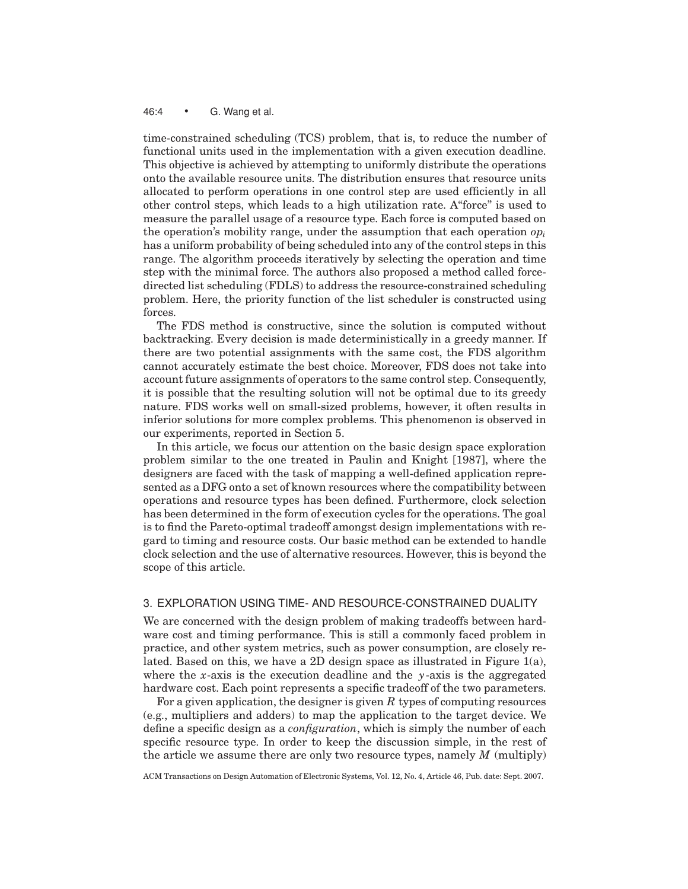time-constrained scheduling (TCS) problem, that is, to reduce the number of functional units used in the implementation with a given execution deadline. This objective is achieved by attempting to uniformly distribute the operations onto the available resource units. The distribution ensures that resource units allocated to perform operations in one control step are used efficiently in all other control steps, which leads to a high utilization rate. A"force" is used to measure the parallel usage of a resource type. Each force is computed based on the operation's mobility range, under the assumption that each operation $op_i$ has a uniform probability of being scheduled into any of the control steps in this range. The algorithm proceeds iteratively by selecting the operation and time step with the minimal force. The authors also proposed a method called force-directed list scheduling (FDLS) to address the resource-constrained scheduling problem. Here, the priority function of the list scheduler is constructed using forces.

The FDS method is constructive, since the solution is computed without backtracking. Every decision is made deterministically in a greedy manner. If there are two potential assignments with the same cost, the FDS algorithm cannot accurately estimate the best choice. Moreover, FDS does not take into account future assignments of operators to the same control step. Consequently, it is possible that the resulting solution will not be optimal due to its greedy nature. FDS works well on small-sized problems, however, it often results in inferior solutions for more complex problems. This phenomenon is observed in our experiments, reported in Section 5.

In this article, we focus our attention on the basic design space exploration problem similar to the one treated in Paulin and Knight [1987], where the designers are faced with the task of mapping a well-defined application represented as a DFG onto a set of known resources where the compatibility between operations and resource types has been defined. Furthermore, clock selection has been determined in the form of execution cycles for the operations. The goal is to find the Pareto-optimal tradeoff amongst design implementations with regard to timing and resource costs. Our basic method can be extended to handle clock selection and the use of alternative resources. However, this is beyond the scope of this article.

## 3. EXPLORATION USING TIME- AND RESOURCE-CONSTRAINED DUALITY

We are concerned with the design problem of making tradeoffs between hardware cost and timing performance. This is still a commonly faced problem in practice, and other system metrics, such as power consumption, are closely related. Based on this, we have a 2D design space as illustrated in Figure 1(a), where the $x$-axis is the execution deadline and the $y$-axis is the aggregated hardware cost. Each point represents a specific tradeoff of the two parameters.

For a given application, the designer is given $R$ types of computing resources (e.g., multipliers and adders) to map the application to the target device. We define a specific design as a *configuration*, which is simply the number of each specific resource type. In order to keep the discussion simple, in the rest of the article we assume there are only two resource types, namely $M$ (multiply)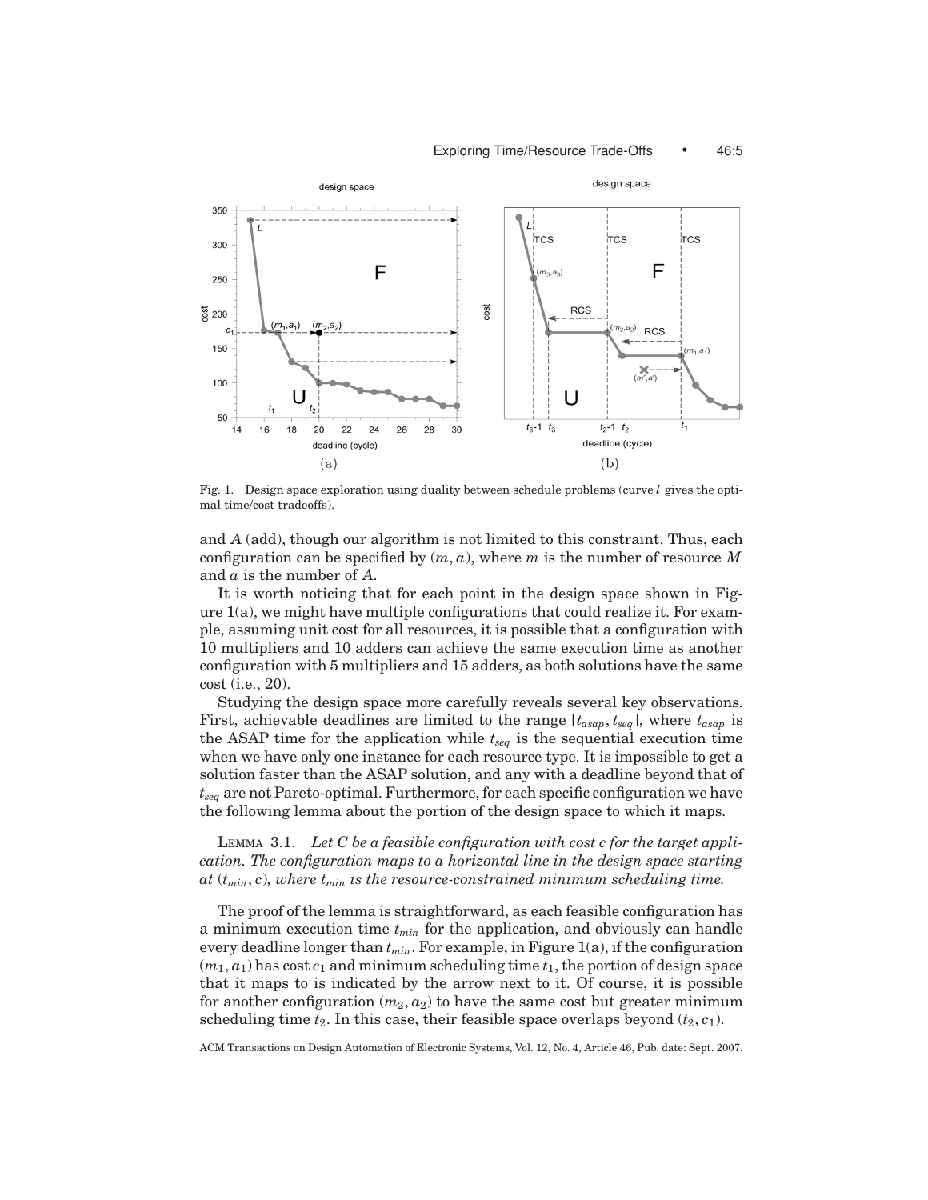Fig. 1. Design space exploration using duality between schedule problems (curve $l$ gives the optimal time/cost tradeoffs).

and $A$ (add), though our algorithm is not limited to this constraint. Thus, each configuration can be specified by $(m, a)$, where $m$ is the number of resource $M$ and $a$ is the number of $A$.

It is worth noticing that for each point in the design space shown in Figure 1(a), we might have multiple configurations that could realize it. For example, assuming unit cost for all resources, it is possible that a configuration with 10 multipliers and 10 adders can achieve the same execution time as another configuration with 5 multipliers and 15 adders, as both solutions have the same cost (i.e., 20).

Studying the design space more carefully reveals several key observations. First, achievable deadlines are limited to the range $[t_{asap}, t_{seq}]$, where $t_{asap}$ is the ASAP time for the application while $t_{seq}$ is the sequential execution time when we have only one instance for each resource type. It is impossible to get a solution faster than the ASAP solution, and any with a deadline beyond that of $t_{seq}$ are not Pareto-optimal. Furthermore, for each specific configuration we have the following lemma about the portion of the design space to which it maps.

LEMMA 3.1. *Let C be a feasible configuration with cost c for the target application. The configuration maps to a horizontal line in the design space starting at* $(t_{min}, c)$*, where* $t_{min}$ *is the resource-constrained minimum scheduling time.*

The proof of the lemma is straightforward, as each feasible configuration has a minimum execution time $t_{min}$ for the application, and obviously can handle every deadline longer than $t_{min}$. For example, in Figure 1(a), if the configuration $(m_1, a_1)$ has cost $c_1$ and minimum scheduling time $t_1$, the portion of design space that it maps to is indicated by the arrow next to it. Of course, it is possible for another configuration $(m_2, a_2)$ to have the same cost but greater minimum scheduling time $t_2$. In this case, their feasible space overlaps beyond $(t_2, c_1)$.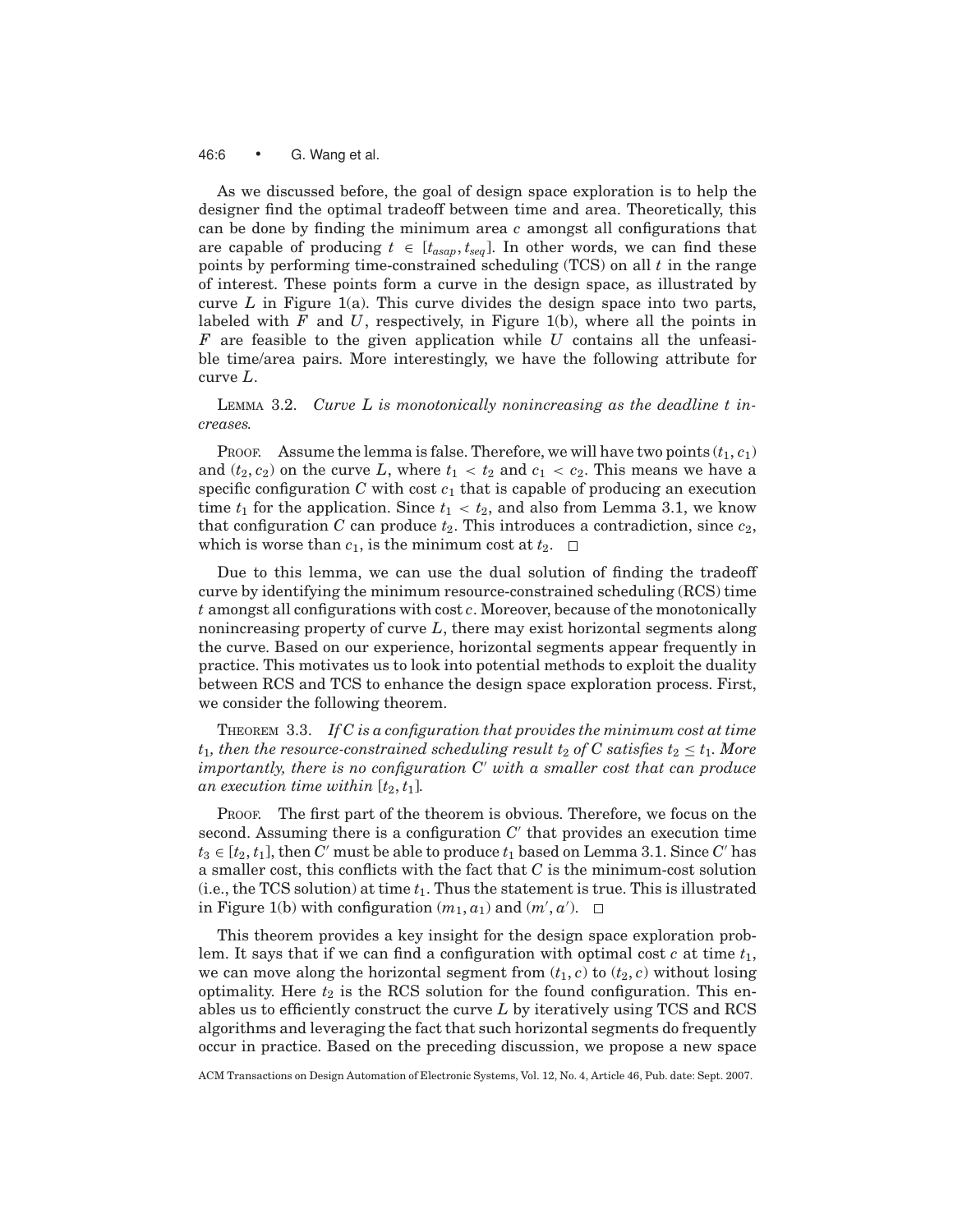As we discussed before, the goal of design space exploration is to help the designer find the optimal tradeoff between time and area. Theoretically, this can be done by finding the minimum area $c$ amongst all configurations that are capable of producing $t \in [t_{asap}, t_{seq}]$. In other words, we can find these points by performing time-constrained scheduling (TCS) on all $t$ in the range of interest. These points form a curve in the design space, as illustrated by curve $L$ in Figure 1(a). This curve divides the design space into two parts, labeled with $F$ and $U$, respectively, in Figure 1(b), where all the points in $F$ are feasible to the given application while $U$ contains all the unfeasible time/area pairs. More interestingly, we have the following attribute for curve $L$.

LEMMA 3.2. *Curve $L$ is monotonically nonincreasing as the deadline $t$ increases.*

PROOF. Assume the lemma is false. Therefore, we will have two points $(t_1, c_1)$ and $(t_2, c_2)$ on the curve $L$, where $t_1 < t_2$ and $c_1 < c_2$. This means we have a specific configuration $C$ with cost $c_1$ that is capable of producing an execution time $t_1$ for the application. Since $t_1 < t_2$, and also from Lemma 3.1, we know that configuration $C$ can produce $t_2$. This introduces a contradiction, since $c_2$, which is worse than $c_1$, is the minimum cost at $t_2$. □

Due to this lemma, we can use the dual solution of finding the tradeoff curve by identifying the minimum resource-constrained scheduling (RCS) time $t$ amongst all configurations with cost $c$. Moreover, because of the monotonically nonincreasing property of curve $L$, there may exist horizontal segments along the curve. Based on our experience, horizontal segments appear frequently in practice. This motivates us to look into potential methods to exploit the duality between RCS and TCS to enhance the design space exploration process. First, we consider the following theorem.

THEOREM 3.3. *If $C$ is a configuration that provides the minimum cost at time $t_1$, then the resource-constrained scheduling result $t_2$ of $C$ satisfies $t_2 \leq t_1$. More importantly, there is no configuration $C'$ with a smaller cost that can produce an execution time within $[t_2, t_1]$.*

PROOF. The first part of the theorem is obvious. Therefore, we focus on the second. Assuming there is a configuration $C'$ that provides an execution time $t_3 \in [t_2, t_1]$, then $C'$ must be able to produce $t_1$ based on Lemma 3.1. Since $C'$ has a smaller cost, this conflicts with the fact that $C$ is the minimum-cost solution (i.e., the TCS solution) at time $t_1$. Thus the statement is true. This is illustrated in Figure 1(b) with configuration $(m_1, a_1)$ and $(m', a')$. □

This theorem provides a key insight for the design space exploration problem. It says that if we can find a configuration with optimal cost $c$ at time $t_1$, we can move along the horizontal segment from $(t_1, c)$ to $(t_2, c)$ without losing optimality. Here $t_2$ is the RCS solution for the found configuration. This enables us to efficiently construct the curve $L$ by iteratively using TCS and RCS algorithms and leveraging the fact that such horizontal segments do frequently occur in practice. Based on the preceding discussion, we propose a new space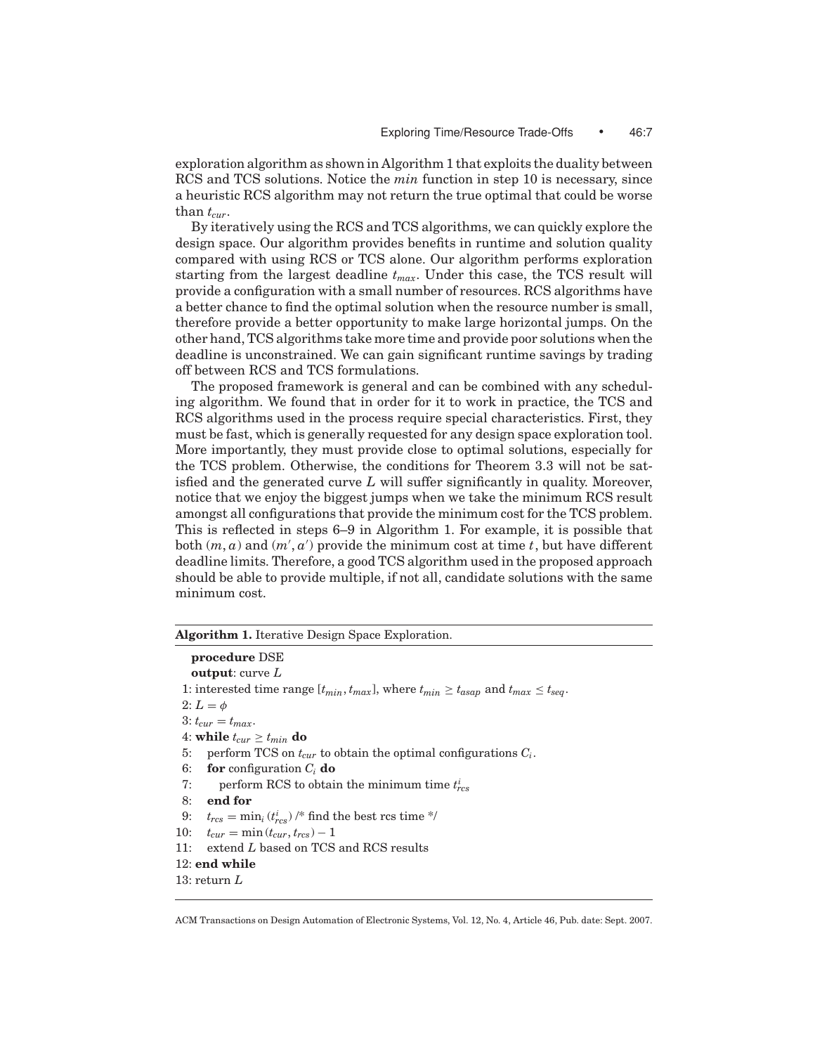exploration algorithm as shown in Algorithm 1 that exploits the duality between RCS and TCS solutions. Notice the *min* function in step 10 is necessary, since a heuristic RCS algorithm may not return the true optimal that could be worse than $t_{cur}$.

By iteratively using the RCS and TCS algorithms, we can quickly explore the design space. Our algorithm provides benefits in runtime and solution quality compared with using RCS or TCS alone. Our algorithm performs exploration starting from the largest deadline $t_{max}$. Under this case, the TCS result will provide a configuration with a small number of resources. RCS algorithms have a better chance to find the optimal solution when the resource number is small, therefore provide a better opportunity to make large horizontal jumps. On the other hand, TCS algorithms take more time and provide poor solutions when the deadline is unconstrained. We can gain significant runtime savings by trading off between RCS and TCS formulations.

The proposed framework is general and can be combined with any scheduling algorithm. We found that in order for it to work in practice, the TCS and RCS algorithms used in the process require special characteristics. First, they must be fast, which is generally requested for any design space exploration tool. More importantly, they must provide close to optimal solutions, especially for the TCS problem. Otherwise, the conditions for Theorem 3.3 will not be satisfied and the generated curve $L$ will suffer significantly in quality. Moreover, notice that we enjoy the biggest jumps when we take the minimum RCS result amongst all configurations that provide the minimum cost for the TCS problem. This is reflected in steps 6–9 in Algorithm 1. For example, it is possible that both $(m, a)$ and $(m', a')$ provide the minimum cost at time $t$, but have different deadline limits. Therefore, a good TCS algorithm used in the proposed approach should be able to provide multiple, if not all, candidate solutions with the same minimum cost.

---

**Algorithm 1.** Iterative Design Space Exploration.

---

**procedure** DSE
**output**: curve $L$
1: interested time range $[t_{min}, t_{max}]$, where $t_{min} \geq t_{asap}$ and $t_{max} \leq t_{seq}$.
2: $L = \phi$
3: $t_{cur} = t_{max}$.
4: **while** $t_{cur} \geq t_{min}$ **do**
5: perform TCS on $t_{cur}$ to obtain the optimal configurations $C_i$.
6: **for** configuration $C_i$ **do**
7: perform RCS to obtain the minimum time $t^i_{rcs}$
8: **end for**
9: $t_{rcs} = \min_i (t^i_{rcs})$ /* find the best rcs time */
10: $t_{cur} = \min(t_{cur}, t_{rcs}) - 1$
11: extend $L$ based on TCS and RCS results
12: **end while**
13: return $L$

---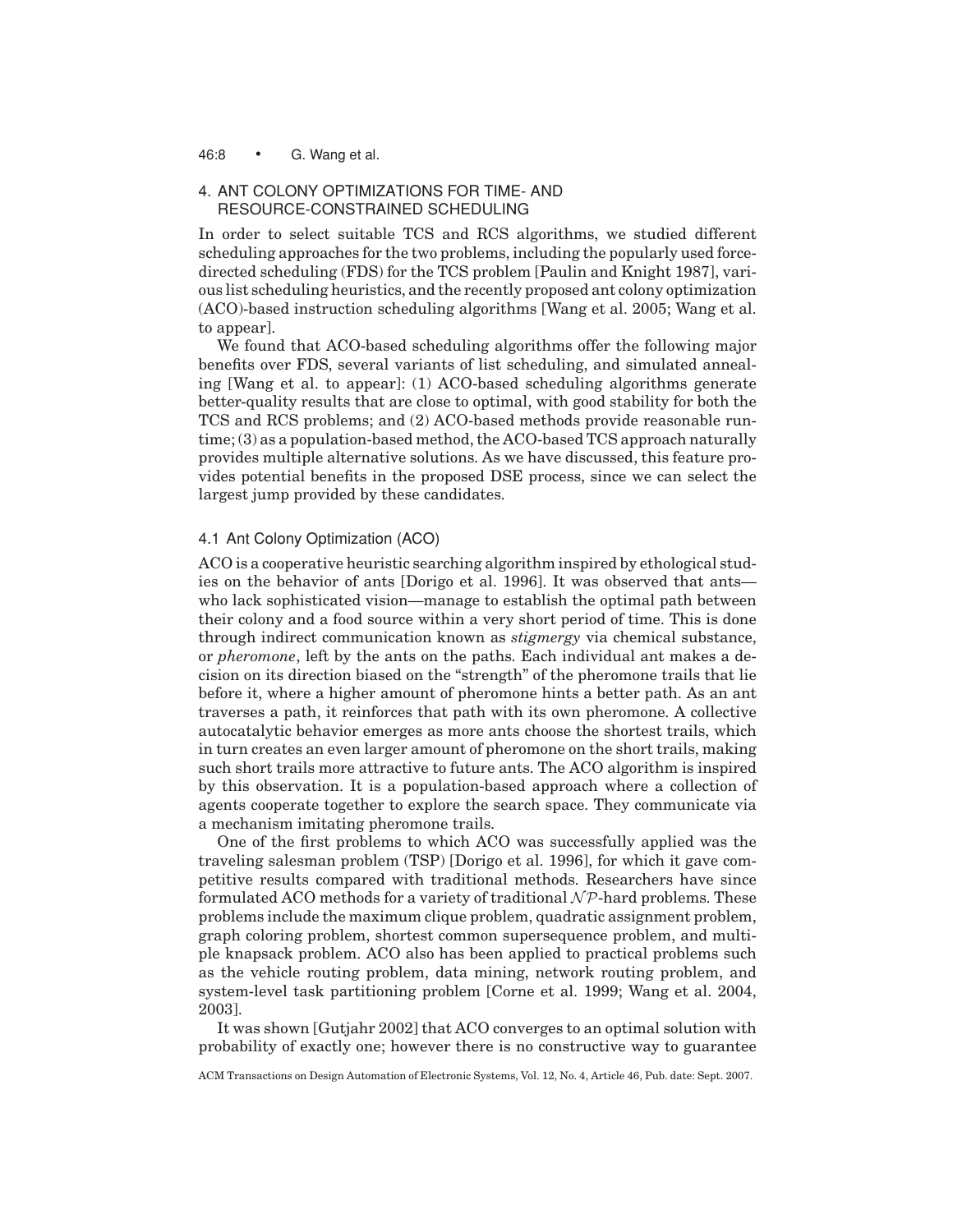## 4. ANT COLONY OPTIMIZATIONS FOR TIME- AND RESOURCE-CONSTRAINED SCHEDULING

In order to select suitable TCS and RCS algorithms, we studied different scheduling approaches for the two problems, including the popularly used force-directed scheduling (FDS) for the TCS problem [Paulin and Knight 1987], various list scheduling heuristics, and the recently proposed ant colony optimization (ACO)-based instruction scheduling algorithms [Wang et al. 2005; Wang et al. to appear].

We found that ACO-based scheduling algorithms offer the following major benefits over FDS, several variants of list scheduling, and simulated annealing [Wang et al. to appear]: (1) ACO-based scheduling algorithms generate better-quality results that are close to optimal, with good stability for both the TCS and RCS problems; and (2) ACO-based methods provide reasonable runtime; (3) as a population-based method, the ACO-based TCS approach naturally provides multiple alternative solutions. As we have discussed, this feature provides potential benefits in the proposed DSE process, since we can select the largest jump provided by these candidates.

### 4.1 Ant Colony Optimization (ACO)

ACO is a cooperative heuristic searching algorithm inspired by ethological studies on the behavior of ants [Dorigo et al. 1996]. It was observed that ants—who lack sophisticated vision—manage to establish the optimal path between their colony and a food source within a very short period of time. This is done through indirect communication known as *stigmergy* via chemical substance, or *pheromone*, left by the ants on the paths. Each individual ant makes a decision on its direction biased on the "strength" of the pheromone trails that lie before it, where a higher amount of pheromone hints a better path. As an ant traverses a path, it reinforces that path with its own pheromone. A collective autocatalytic behavior emerges as more ants choose the shortest trails, which in turn creates an even larger amount of pheromone on the short trails, making such short trails more attractive to future ants. The ACO algorithm is inspired by this observation. It is a population-based approach where a collection of agents cooperate together to explore the search space. They communicate via a mechanism imitating pheromone trails.

One of the first problems to which ACO was successfully applied was the traveling salesman problem (TSP) [Dorigo et al. 1996], for which it gave competitive results compared with traditional methods. Researchers have since formulated ACO methods for a variety of traditional $\mathcal{NP}$-hard problems. These problems include the maximum clique problem, quadratic assignment problem, graph coloring problem, shortest common supersequence problem, and multiple knapsack problem. ACO also has been applied to practical problems such as the vehicle routing problem, data mining, network routing problem, and system-level task partitioning problem [Corne et al. 1999; Wang et al. 2004, 2003].

It was shown [Gutjahr 2002] that ACO converges to an optimal solution with probability of exactly one; however there is no constructive way to guarantee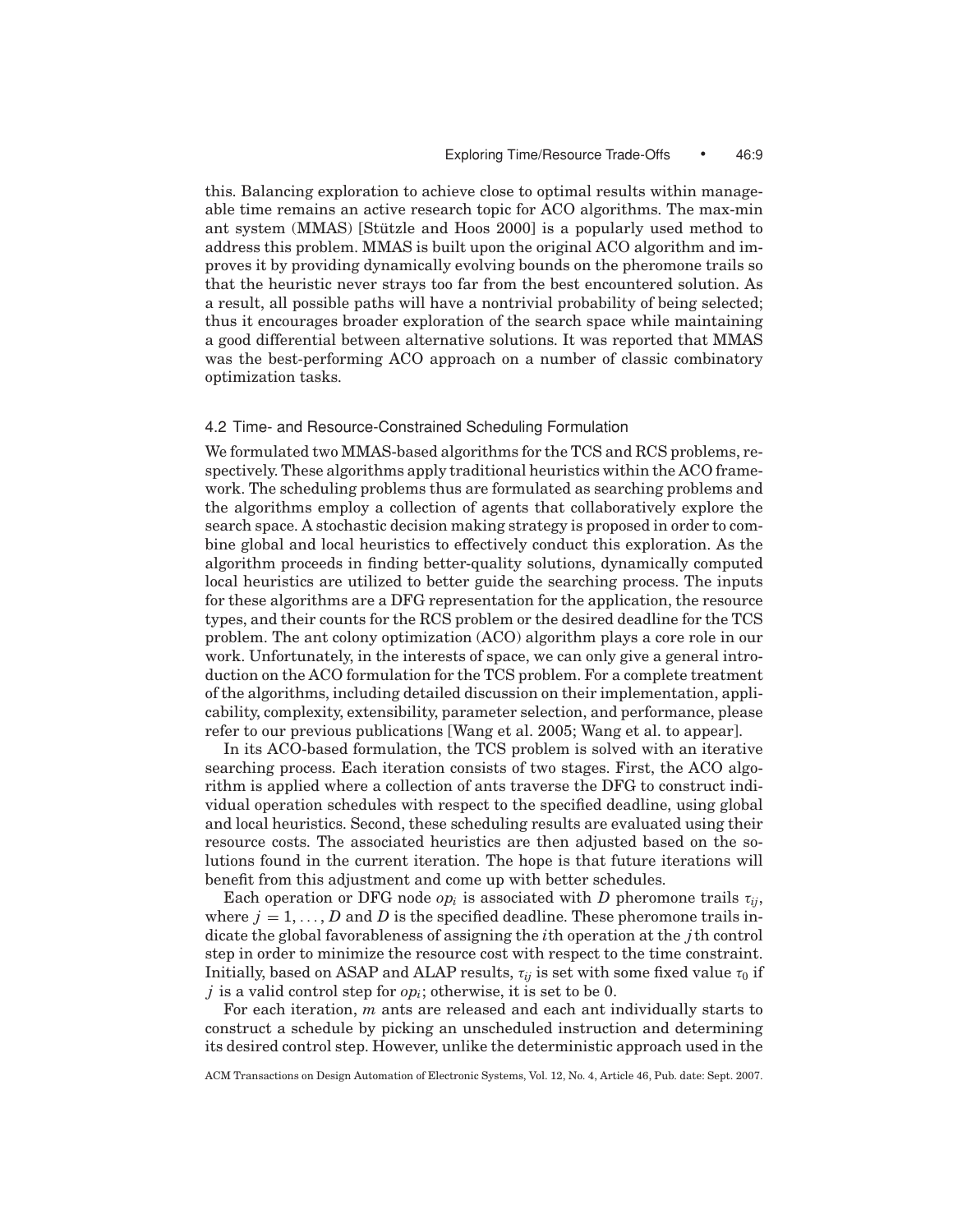this. Balancing exploration to achieve close to optimal results within manageable time remains an active research topic for ACO algorithms. The max-min ant system (MMAS) [Stützle and Hoos 2000] is a popularly used method to address this problem. MMAS is built upon the original ACO algorithm and improves it by providing dynamically evolving bounds on the pheromone trails so that the heuristic never strays too far from the best encountered solution. As a result, all possible paths will have a nontrivial probability of being selected; thus it encourages broader exploration of the search space while maintaining a good differential between alternative solutions. It was reported that MMAS was the best-performing ACO approach on a number of classic combinatory optimization tasks.

## 4.2 Time- and Resource-Constrained Scheduling Formulation

We formulated two MMAS-based algorithms for the TCS and RCS problems, respectively. These algorithms apply traditional heuristics within the ACO framework. The scheduling problems thus are formulated as searching problems and the algorithms employ a collection of agents that collaboratively explore the search space. A stochastic decision making strategy is proposed in order to combine global and local heuristics to effectively conduct this exploration. As the algorithm proceeds in finding better-quality solutions, dynamically computed local heuristics are utilized to better guide the searching process. The inputs for these algorithms are a DFG representation for the application, the resource types, and their counts for the RCS problem or the desired deadline for the TCS problem. The ant colony optimization (ACO) algorithm plays a core role in our work. Unfortunately, in the interests of space, we can only give a general introduction on the ACO formulation for the TCS problem. For a complete treatment of the algorithms, including detailed discussion on their implementation, applicability, complexity, extensibility, parameter selection, and performance, please refer to our previous publications [Wang et al. 2005; Wang et al. to appear].

In its ACO-based formulation, the TCS problem is solved with an iterative searching process. Each iteration consists of two stages. First, the ACO algorithm is applied where a collection of ants traverse the DFG to construct individual operation schedules with respect to the specified deadline, using global and local heuristics. Second, these scheduling results are evaluated using their resource costs. The associated heuristics are then adjusted based on the solutions found in the current iteration. The hope is that future iterations will benefit from this adjustment and come up with better schedules.

Each operation or DFG node $op_i$ is associated with $D$ pheromone trails $\tau_{ij}$, where $j = 1, \ldots, D$ and $D$ is the specified deadline. These pheromone trails indicate the global favorableness of assigning the $i$th operation at the $j$th control step in order to minimize the resource cost with respect to the time constraint. Initially, based on ASAP and ALAP results, $\tau_{ij}$ is set with some fixed value $\tau_0$ if $j$ is a valid control step for $op_i$; otherwise, it is set to be 0.

For each iteration, $m$ ants are released and each ant individually starts to construct a schedule by picking an unscheduled instruction and determining its desired control step. However, unlike the deterministic approach used in the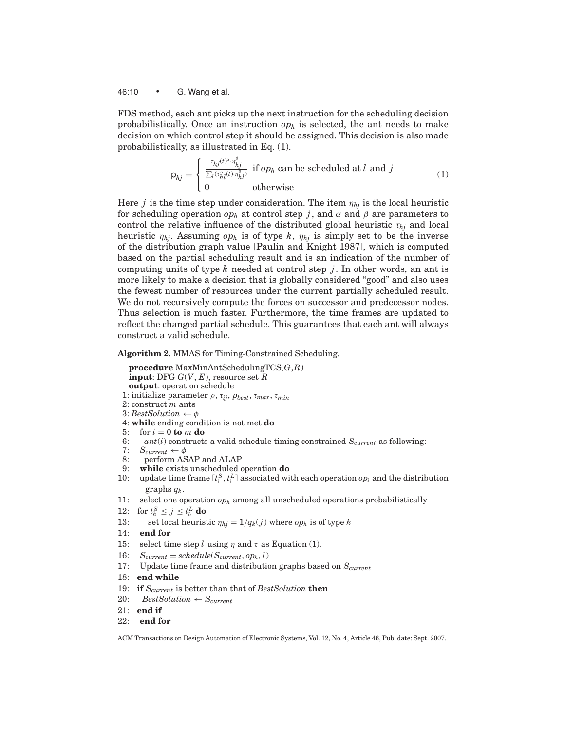FDS method, each ant picks up the next instruction for the scheduling decision probabilistically. Once an instruction $op_h$ is selected, the ant needs to make decision on which control step it should be assigned. This decision is also made probabilistically, as illustrated in Eq. (1).

$$
\mathsf{p}_{hj} = \begin{cases} \frac{\tau_{hj}(t)^{\alpha} \cdot \eta_{hj}^{\beta}}{\sum_{l}(\tau_{hl}^{\alpha}(t) \cdot \eta_{hl}^{\beta})} & \text{if } op_h \text{ can be scheduled at } l \text{ and } j \\ 0 & \text{otherwise} \end{cases} \tag{1}
$$

Here $j$ is the time step under consideration. The item $\eta_{hj}$ is the local heuristic for scheduling operation $op_h$ at control step $j$, and $\alpha$ and $\beta$ are parameters to control the relative influence of the distributed global heuristic $\tau_{hj}$ and local heuristic $\eta_{hj}$. Assuming $op_h$ is of type $k$, $\eta_{hj}$ is simply set to be the inverse of the distribution graph value [Paulin and Knight 1987], which is computed based on the partial scheduling result and is an indication of the number of computing units of type $k$ needed at control step $j$. In other words, an ant is more likely to make a decision that is globally considered "good" and also uses the fewest number of resources under the current partially scheduled result. We do not recursively compute the forces on successor and predecessor nodes. Thus selection is much faster. Furthermore, the time frames are updated to reflect the changed partial schedule. This guarantees that each ant will always construct a valid schedule.

**Algorithm 2.** MMAS for Timing-Constrained Scheduling.

```
    procedure MaxMinAntSchedulingTCS(G,R)
    input: DFG G(V, E), resource set R
    output: operation schedule
 1: initialize parameter ρ, τ_ij, p_best, τ_max, τ_min
 2: construct m ants
 3: BestSolution ← φ
 4: while ending condition is not met do
 5:   for i = 0 to m do
 6:     ant(i) constructs a valid schedule timing constrained S_current as following:
 7:     S_current ← φ
 8:     perform ASAP and ALAP
 9:     while exists unscheduled operation do
10:       update time frame [t_i^S, t_i^L] associated with each operation op_i and the distribution
          graphs q_k.
11:       select one operation op_h among all unscheduled operations probabilistically
12:       for t_h^S ≤ j ≤ t_h^L do
13:         set local heuristic η_hj = 1/q_k(j) where op_h is of type k
14:       end for
15:       select time step l using η and τ as Equation (1).
16:       S_current = schedule(S_current, op_h, l)
17:       Update time frame and distribution graphs based on S_current
18:     end while
19:     if S_current is better than that of BestSolution then
20:       BestSolution ← S_current
21:     end if
22:   end for
```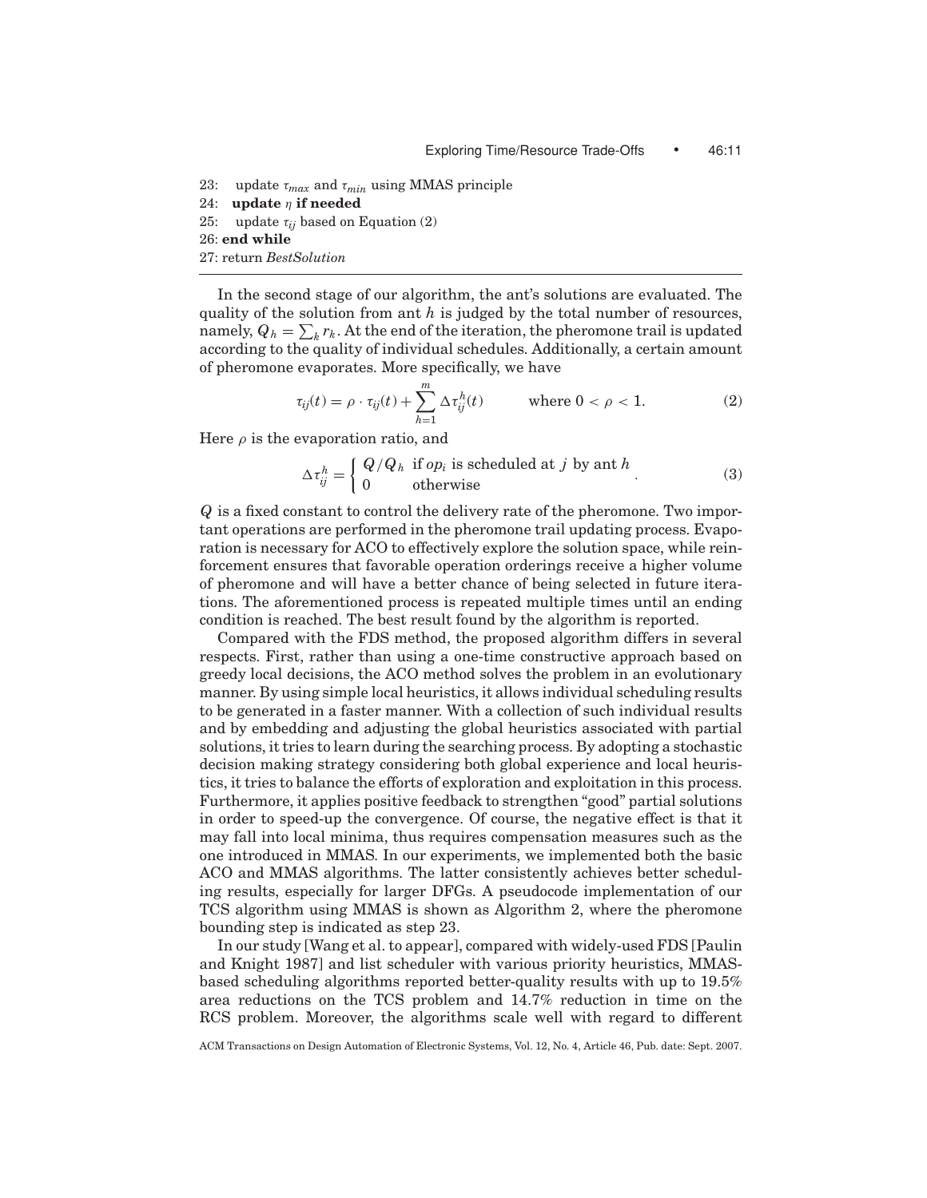```
23:   update τ_max and τ_min using MMAS principle
24:  update η if needed
25:   update τ_ij based on Equation (2)
26: end while
27: return BestSolution
```

In the second stage of our algorithm, the ant's solutions are evaluated. The quality of the solution from ant $h$ is judged by the total number of resources, namely, $Q_h = \sum_k r_k$. At the end of the iteration, the pheromone trail is updated according to the quality of individual schedules. Additionally, a certain amount of pheromone evaporates. More specifically, we have

$$\tau_{ij}(t) = \rho \cdot \tau_{ij}(t) + \sum_{h=1}^{m} \Delta\tau_{ij}^{h}(t) \qquad \text{where } 0 < \rho < 1. \tag{2}$$

Here $\rho$ is the evaporation ratio, and

$$\Delta\tau_{ij}^{h} = \begin{cases} Q/Q_h & \text{if } op_i \text{ is scheduled at } j \text{ by ant } h \\ 0 & \text{otherwise} \end{cases}. \tag{3}$$

$Q$ is a fixed constant to control the delivery rate of the pheromone. Two important operations are performed in the pheromone trail updating process. Evaporation is necessary for ACO to effectively explore the solution space, while reinforcement ensures that favorable operation orderings receive a higher volume of pheromone and will have a better chance of being selected in future iterations. The aforementioned process is repeated multiple times until an ending condition is reached. The best result found by the algorithm is reported.

Compared with the FDS method, the proposed algorithm differs in several respects. First, rather than using a one-time constructive approach based on greedy local decisions, the ACO method solves the problem in an evolutionary manner. By using simple local heuristics, it allows individual scheduling results to be generated in a faster manner. With a collection of such individual results and by embedding and adjusting the global heuristics associated with partial solutions, it tries to learn during the searching process. By adopting a stochastic decision making strategy considering both global experience and local heuristics, it tries to balance the efforts of exploration and exploitation in this process. Furthermore, it applies positive feedback to strengthen "good" partial solutions in order to speed-up the convergence. Of course, the negative effect is that it may fall into local minima, thus requires compensation measures such as the one introduced in MMAS. In our experiments, we implemented both the basic ACO and MMAS algorithms. The latter consistently achieves better scheduling results, especially for larger DFGs. A pseudocode implementation of our TCS algorithm using MMAS is shown as Algorithm 2, where the pheromone bounding step is indicated as step 23.

In our study [Wang et al. to appear], compared with widely-used FDS [Paulin and Knight 1987] and list scheduler with various priority heuristics, MMAS-based scheduling algorithms reported better-quality results with up to 19.5% area reductions on the TCS problem and 14.7% reduction in time on the RCS problem. Moreover, the algorithms scale well with regard to different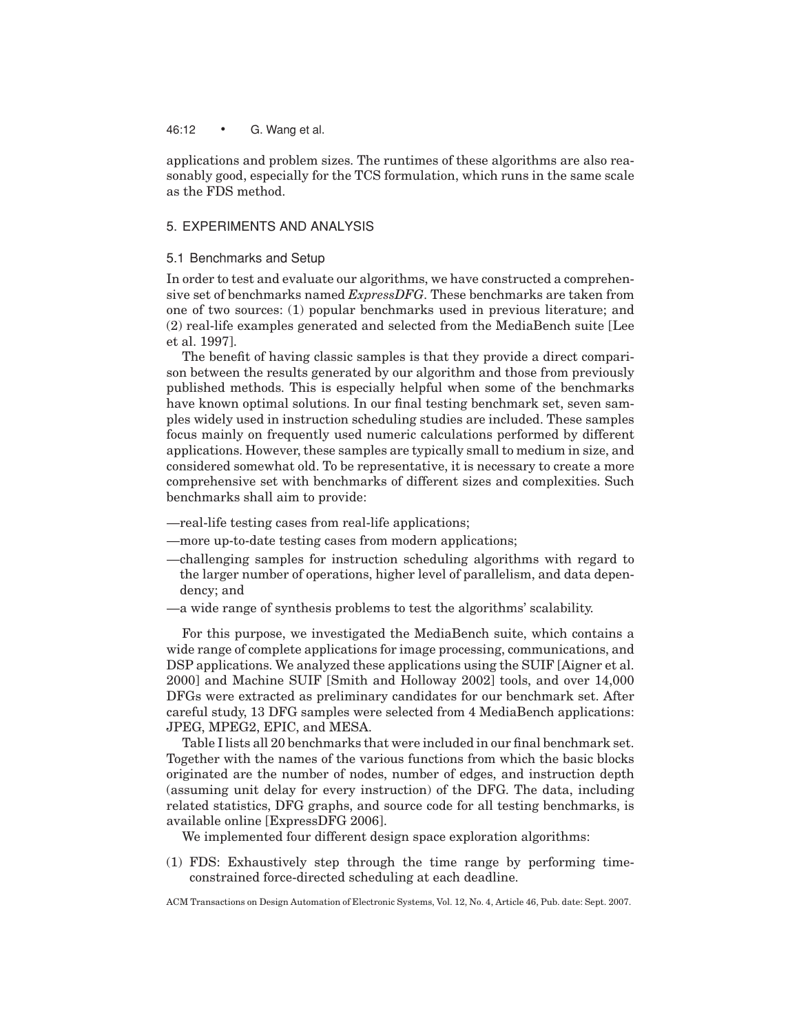applications and problem sizes. The runtimes of these algorithms are also reasonably good, especially for the TCS formulation, which runs in the same scale as the FDS method.

## 5. EXPERIMENTS AND ANALYSIS

### 5.1 Benchmarks and Setup

In order to test and evaluate our algorithms, we have constructed a comprehensive set of benchmarks named *ExpressDFG*. These benchmarks are taken from one of two sources: (1) popular benchmarks used in previous literature; and (2) real-life examples generated and selected from the MediaBench suite [Lee et al. 1997].

The benefit of having classic samples is that they provide a direct comparison between the results generated by our algorithm and those from previously published methods. This is especially helpful when some of the benchmarks have known optimal solutions. In our final testing benchmark set, seven samples widely used in instruction scheduling studies are included. These samples focus mainly on frequently used numeric calculations performed by different applications. However, these samples are typically small to medium in size, and considered somewhat old. To be representative, it is necessary to create a more comprehensive set with benchmarks of different sizes and complexities. Such benchmarks shall aim to provide:

—real-life testing cases from real-life applications;

—more up-to-date testing cases from modern applications;

—challenging samples for instruction scheduling algorithms with regard to the larger number of operations, higher level of parallelism, and data dependency; and

—a wide range of synthesis problems to test the algorithms' scalability.

For this purpose, we investigated the MediaBench suite, which contains a wide range of complete applications for image processing, communications, and DSP applications. We analyzed these applications using the SUIF [Aigner et al. 2000] and Machine SUIF [Smith and Holloway 2002] tools, and over 14,000 DFGs were extracted as preliminary candidates for our benchmark set. After careful study, 13 DFG samples were selected from 4 MediaBench applications: JPEG, MPEG2, EPIC, and MESA.

Table I lists all 20 benchmarks that were included in our final benchmark set. Together with the names of the various functions from which the basic blocks originated are the number of nodes, number of edges, and instruction depth (assuming unit delay for every instruction) of the DFG. The data, including related statistics, DFG graphs, and source code for all testing benchmarks, is available online [ExpressDFG 2006].

We implemented four different design space exploration algorithms:

(1) FDS: Exhaustively step through the time range by performing time-constrained force-directed scheduling at each deadline.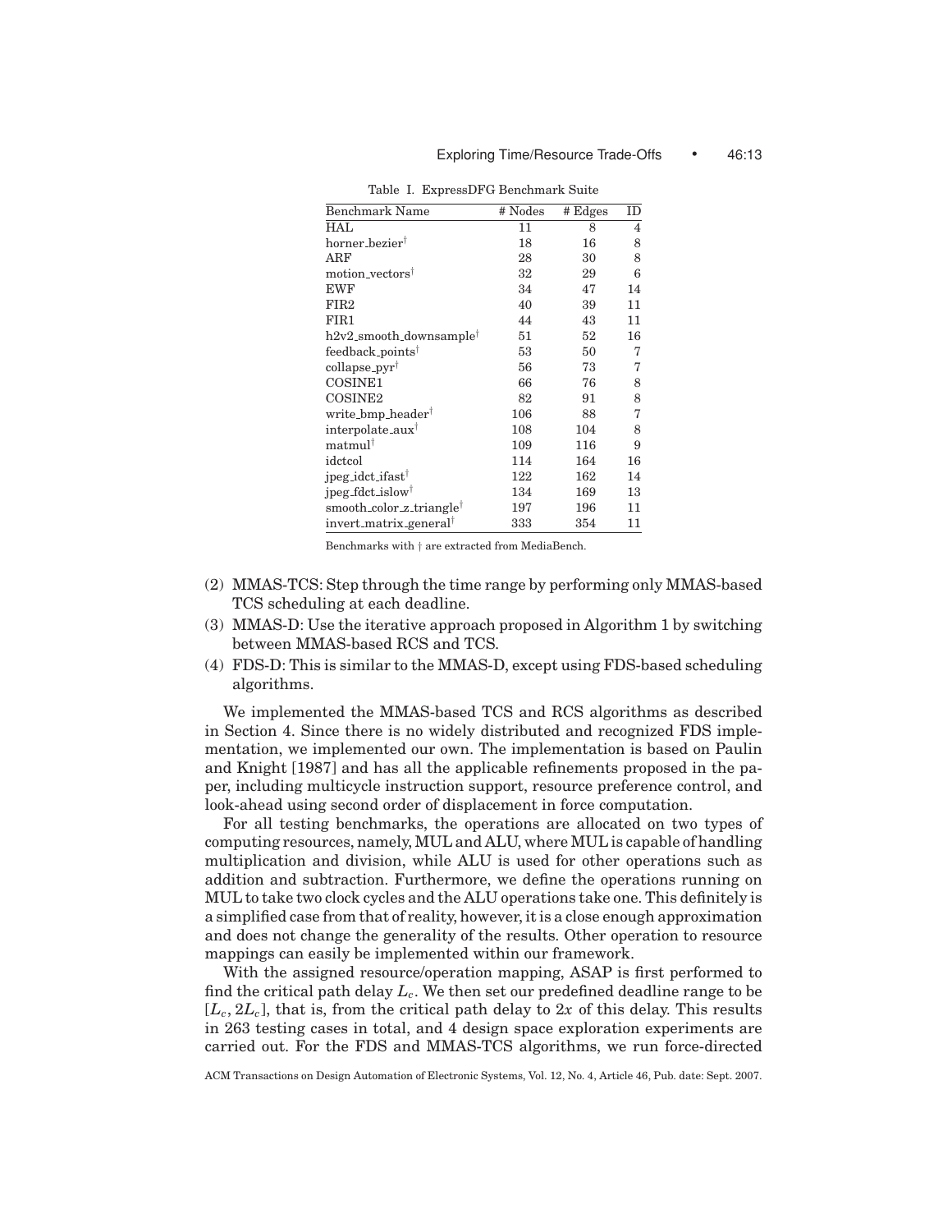Table I. ExpressDFG Benchmark Suite

| Benchmark Name | # Nodes | # Edges | ID |
|---|---|---|---|
| HAL | 11 | 8 | 4 |
| horner_bezier[†] | 18 | 16 | 8 |
| ARF | 28 | 30 | 8 |
| motion_vectors[†] | 32 | 29 | 6 |
| EWF | 34 | 47 | 14 |
| FIR2 | 40 | 39 | 11 |
| FIR1 | 44 | 43 | 11 |
| h2v2_smooth_downsample[†] | 51 | 52 | 16 |
| feedback_points[†] | 53 | 50 | 7 |
| collapse_pyr[†] | 56 | 73 | 7 |
| COSINE1 | 66 | 76 | 8 |
| COSINE2 | 82 | 91 | 8 |
| write_bmp_header[†] | 106 | 88 | 7 |
| interpolate_aux[†] | 108 | 104 | 8 |
| matmul[†] | 109 | 116 | 9 |
| idctcol | 114 | 164 | 16 |
| jpeg_idct_ifast[†] | 122 | 162 | 14 |
| jpeg_fdct_islow[†] | 134 | 169 | 13 |
| smooth_color_z_triangle[†] | 197 | 196 | 11 |
| invert_matrix_general[†] | 333 | 354 | 11 |

Benchmarks with † are extracted from MediaBench.

(2) MMAS-TCS: Step through the time range by performing only MMAS-based TCS scheduling at each deadline.
(3) MMAS-D: Use the iterative approach proposed in Algorithm 1 by switching between MMAS-based RCS and TCS.
(4) FDS-D: This is similar to the MMAS-D, except using FDS-based scheduling algorithms.

We implemented the MMAS-based TCS and RCS algorithms as described in Section 4. Since there is no widely distributed and recognized FDS implementation, we implemented our own. The implementation is based on Paulin and Knight [1987] and has all the applicable refinements proposed in the paper, including multicycle instruction support, resource preference control, and look-ahead using second order of displacement in force computation.

For all testing benchmarks, the operations are allocated on two types of computing resources, namely, MUL and ALU, where MUL is capable of handling multiplication and division, while ALU is used for other operations such as addition and subtraction. Furthermore, we define the operations running on MUL to take two clock cycles and the ALU operations take one. This definitely is a simplified case from that of reality, however, it is a close enough approximation and does not change the generality of the results. Other operation to resource mappings can easily be implemented within our framework.

With the assigned resource/operation mapping, ASAP is first performed to find the critical path delay $L_c$. We then set our predefined deadline range to be $[L_c, 2L_c]$, that is, from the critical path delay to $2x$ of this delay. This results in 263 testing cases in total, and 4 design space exploration experiments are carried out. For the FDS and MMAS-TCS algorithms, we run force-directed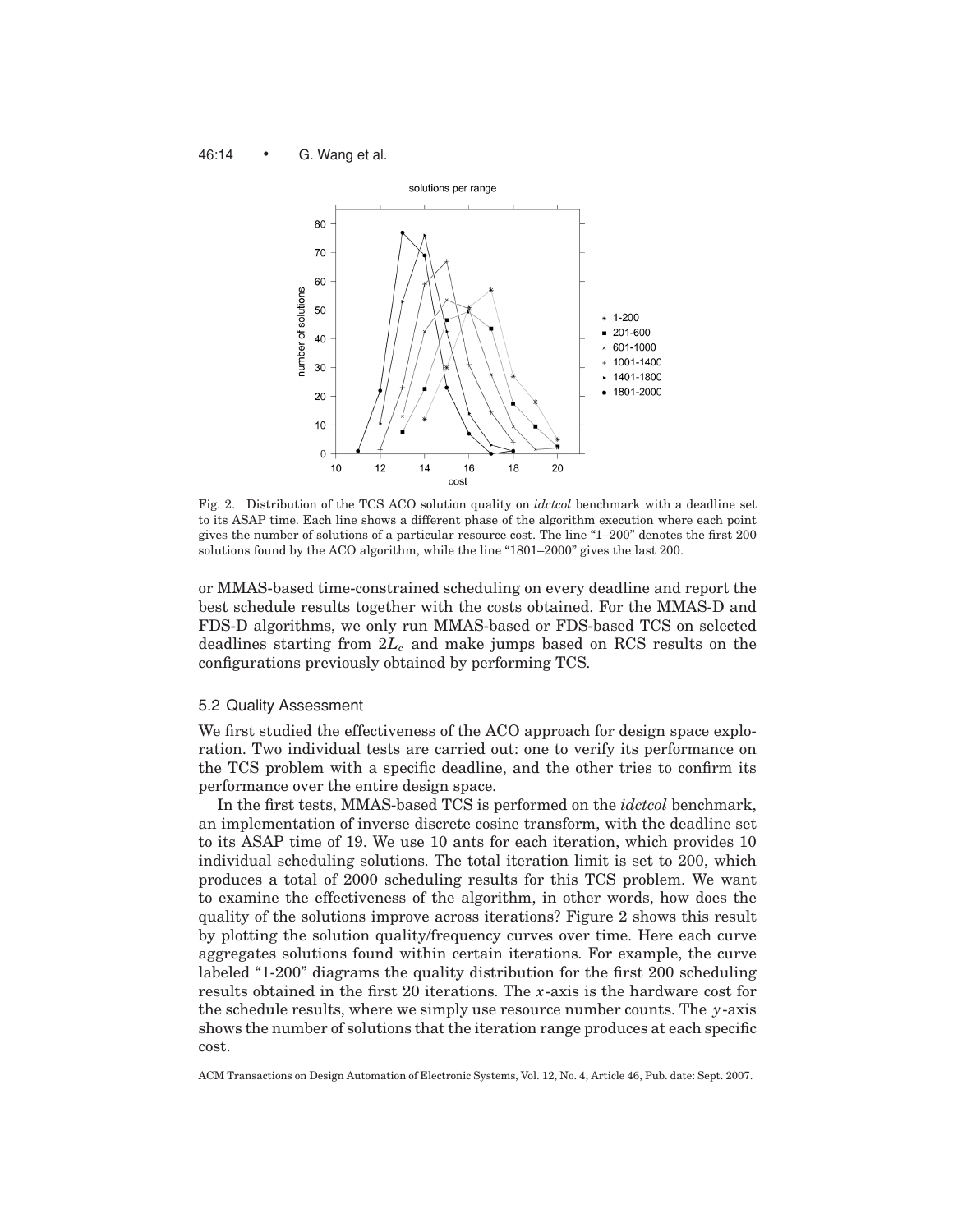Fig. 2. Distribution of the TCS ACO solution quality on *idctcol* benchmark with a deadline set to its ASAP time. Each line shows a different phase of the algorithm execution where each point gives the number of solutions of a particular resource cost. The line "1–200" denotes the first 200 solutions found by the ACO algorithm, while the line "1801–2000" gives the last 200.

or MMAS-based time-constrained scheduling on every deadline and report the best schedule results together with the costs obtained. For the MMAS-D and FDS-D algorithms, we only run MMAS-based or FDS-based TCS on selected deadlines starting from $2L_c$ and make jumps based on RCS results on the configurations previously obtained by performing TCS.

### 5.2 Quality Assessment

We first studied the effectiveness of the ACO approach for design space exploration. Two individual tests are carried out: one to verify its performance on the TCS problem with a specific deadline, and the other tries to confirm its performance over the entire design space.

In the first tests, MMAS-based TCS is performed on the *idctcol* benchmark, an implementation of inverse discrete cosine transform, with the deadline set to its ASAP time of 19. We use 10 ants for each iteration, which provides 10 individual scheduling solutions. The total iteration limit is set to 200, which produces a total of 2000 scheduling results for this TCS problem. We want to examine the effectiveness of the algorithm, in other words, how does the quality of the solutions improve across iterations? Figure 2 shows this result by plotting the solution quality/frequency curves over time. Here each curve aggregates solutions found within certain iterations. For example, the curve labeled "1-200" diagrams the quality distribution for the first 200 scheduling results obtained in the first 20 iterations. The $x$-axis is the hardware cost for the schedule results, where we simply use resource number counts. The $y$-axis shows the number of solutions that the iteration range produces at each specific cost.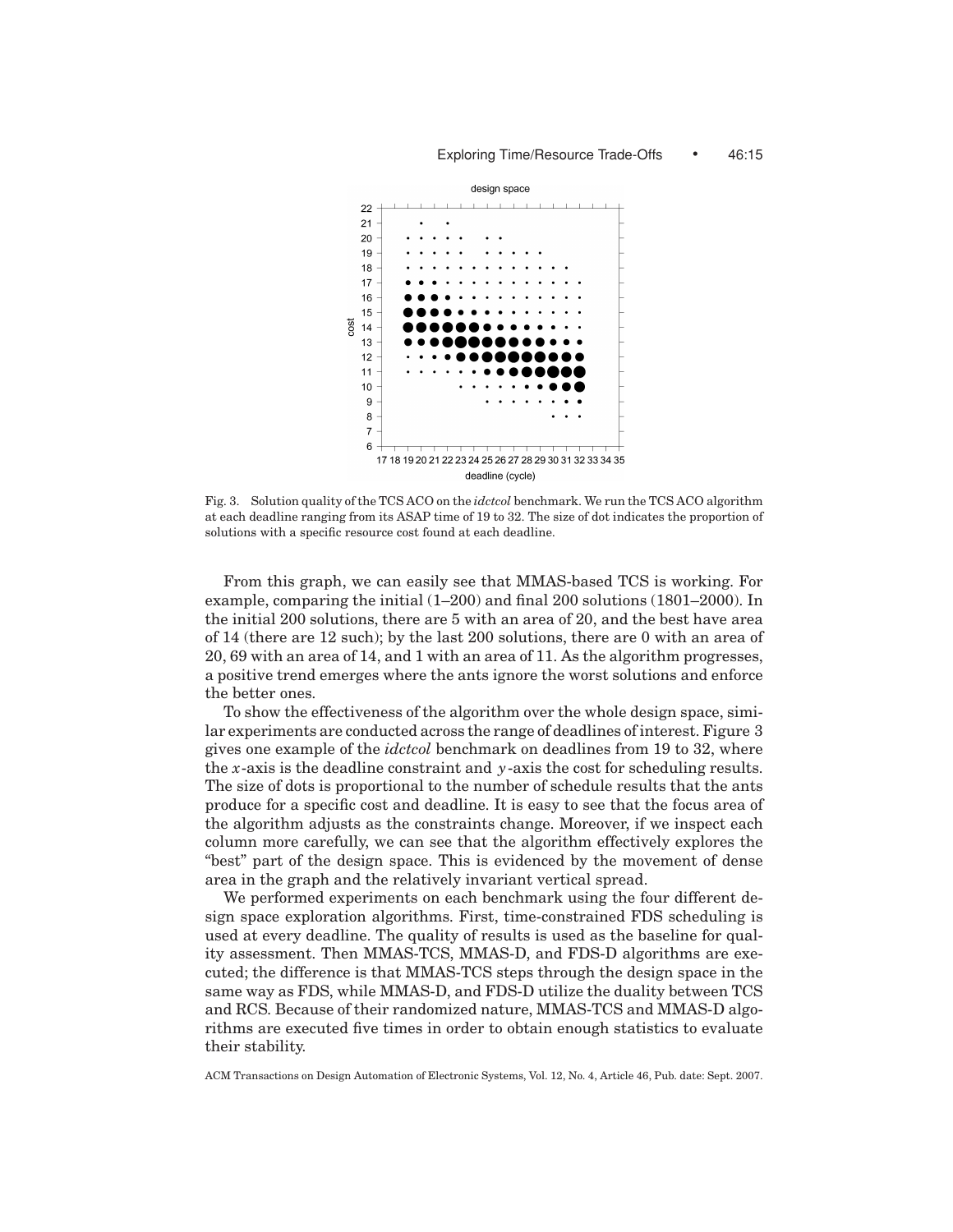Fig. 3. Solution quality of the TCS ACO on the *idctcol* benchmark. We run the TCS ACO algorithm at each deadline ranging from its ASAP time of 19 to 32. The size of dot indicates the proportion of solutions with a specific resource cost found at each deadline.

From this graph, we can easily see that MMAS-based TCS is working. For example, comparing the initial (1–200) and final 200 solutions (1801–2000). In the initial 200 solutions, there are 5 with an area of 20, and the best have area of 14 (there are 12 such); by the last 200 solutions, there are 0 with an area of 20, 69 with an area of 14, and 1 with an area of 11. As the algorithm progresses, a positive trend emerges where the ants ignore the worst solutions and enforce the better ones.

To show the effectiveness of the algorithm over the whole design space, similar experiments are conducted across the range of deadlines of interest. Figure 3 gives one example of the *idctcol* benchmark on deadlines from 19 to 32, where the $x$-axis is the deadline constraint and $y$-axis the cost for scheduling results. The size of dots is proportional to the number of schedule results that the ants produce for a specific cost and deadline. It is easy to see that the focus area of the algorithm adjusts as the constraints change. Moreover, if we inspect each column more carefully, we can see that the algorithm effectively explores the "best" part of the design space. This is evidenced by the movement of dense area in the graph and the relatively invariant vertical spread.

We performed experiments on each benchmark using the four different design space exploration algorithms. First, time-constrained FDS scheduling is used at every deadline. The quality of results is used as the baseline for quality assessment. Then MMAS-TCS, MMAS-D, and FDS-D algorithms are executed; the difference is that MMAS-TCS steps through the design space in the same way as FDS, while MMAS-D, and FDS-D utilize the duality between TCS and RCS. Because of their randomized nature, MMAS-TCS and MMAS-D algorithms are executed five times in order to obtain enough statistics to evaluate their stability.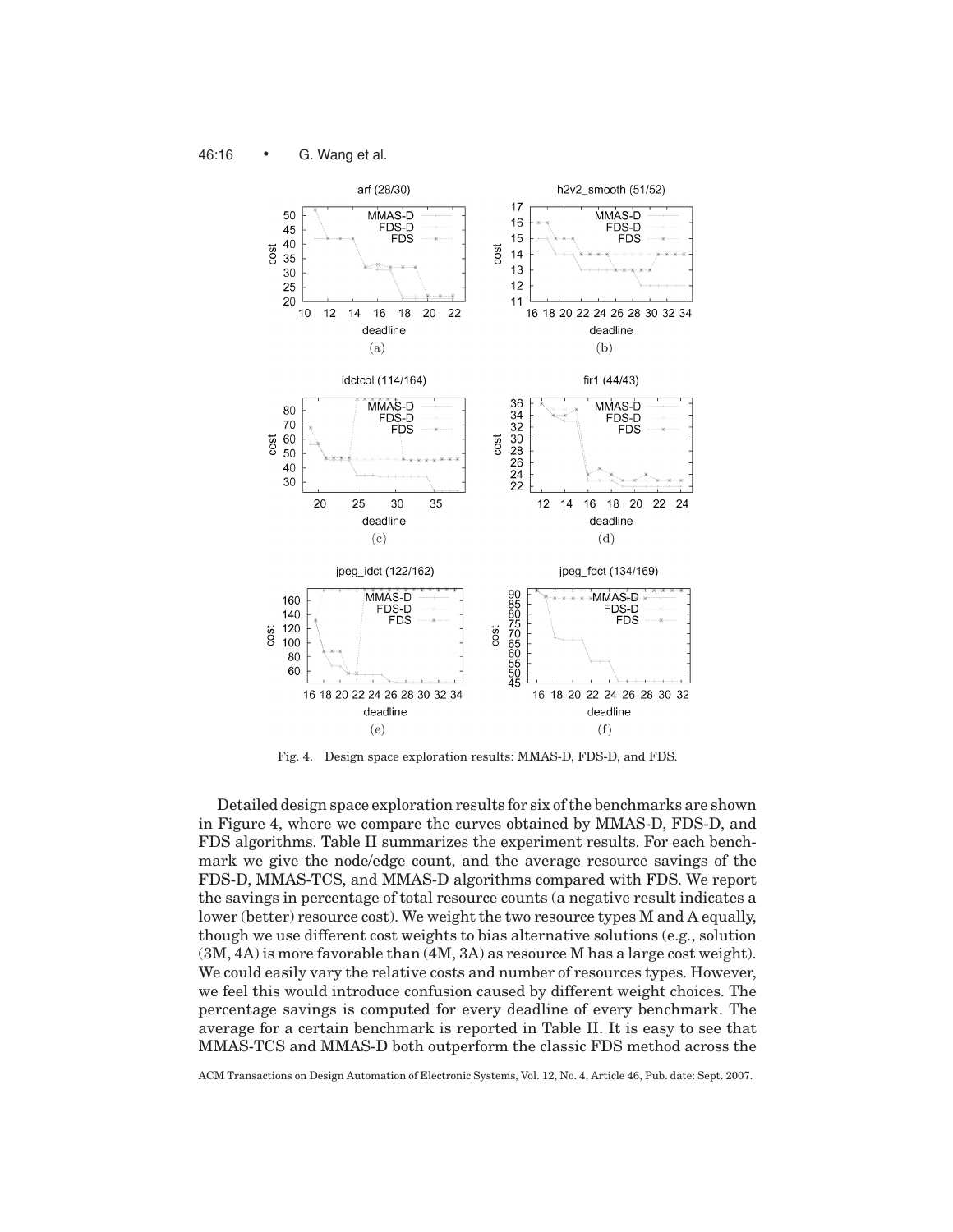Fig. 4. Design space exploration results: MMAS-D, FDS-D, and FDS.

Detailed design space exploration results for six of the benchmarks are shown in Figure 4, where we compare the curves obtained by MMAS-D, FDS-D, and FDS algorithms. Table II summarizes the experiment results. For each benchmark we give the node/edge count, and the average resource savings of the FDS-D, MMAS-TCS, and MMAS-D algorithms compared with FDS. We report the savings in percentage of total resource counts (a negative result indicates a lower (better) resource cost). We weight the two resource types M and A equally, though we use different cost weights to bias alternative solutions (e.g., solution (3M, 4A) is more favorable than (4M, 3A) as resource M has a large cost weight). We could easily vary the relative costs and number of resources types. However, we feel this would introduce confusion caused by different weight choices. The percentage savings is computed for every deadline of every benchmark. The average for a certain benchmark is reported in Table II. It is easy to see that MMAS-TCS and MMAS-D both outperform the classic FDS method across the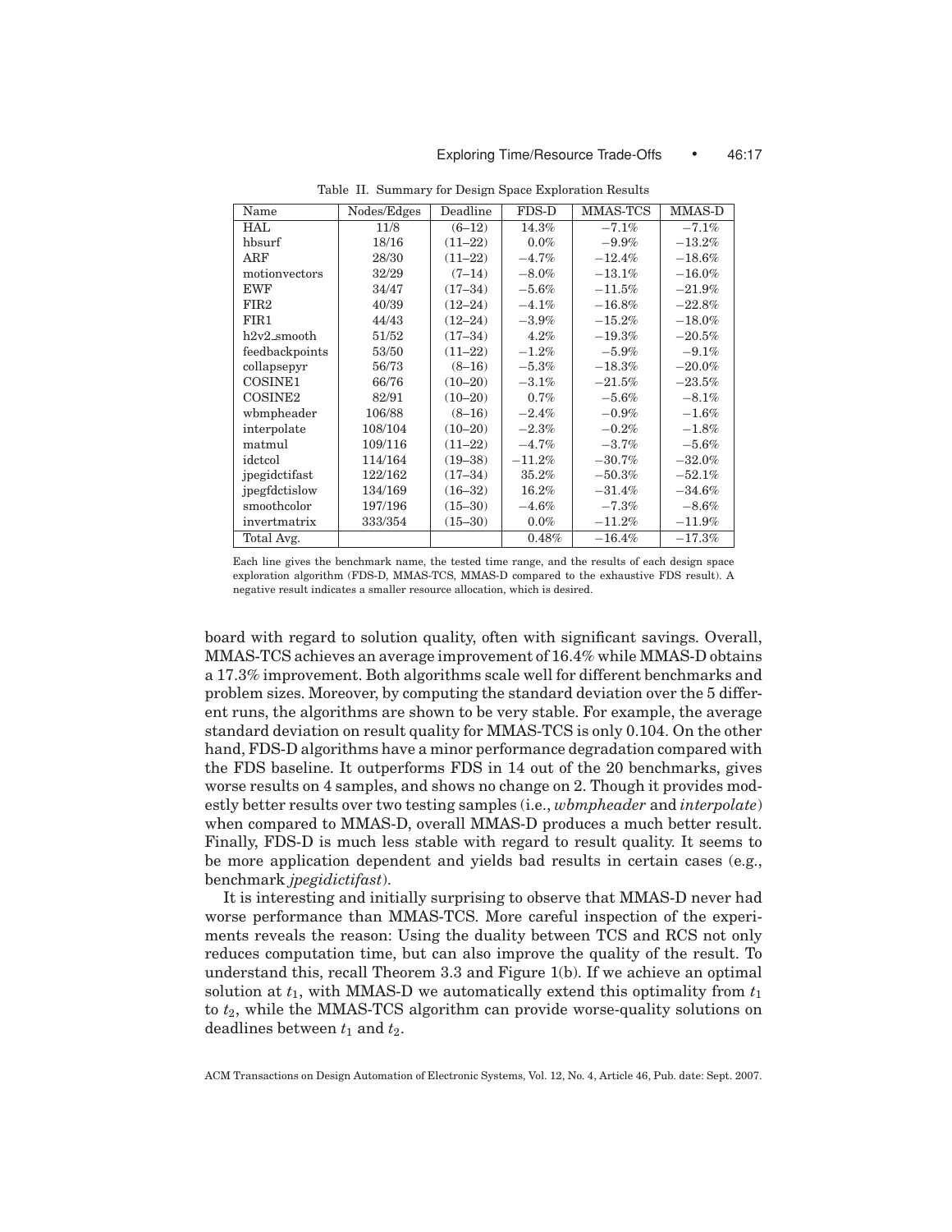Table II. Summary for Design Space Exploration Results

| Name | Nodes/Edges | Deadline | FDS-D | MMAS-TCS | MMAS-D |
|---|---|---|---|---|---|
| HAL | 11/8 | (6–12) | 14.3% | −7.1% | −7.1% |
| hbsurf | 18/16 | (11–22) | 0.0% | −9.9% | −13.2% |
| ARF | 28/30 | (11–22) | −4.7% | −12.4% | −18.6% |
| motionvectors | 32/29 | (7–14) | −8.0% | −13.1% | −16.0% |
| EWF | 34/47 | (17–34) | −5.6% | −11.5% | −21.9% |
| FIR2 | 40/39 | (12–24) | −4.1% | −16.8% | −22.8% |
| FIR1 | 44/43 | (12–24) | −3.9% | −15.2% | −18.0% |
| h2v2_smooth | 51/52 | (17–34) | 4.2% | −19.3% | −20.5% |
| feedbackpoints | 53/50 | (11–22) | −1.2% | −5.9% | −9.1% |
| collapsepyr | 56/73 | (8–16) | −5.3% | −18.3% | −20.0% |
| COSINE1 | 66/76 | (10–20) | −3.1% | −21.5% | −23.5% |
| COSINE2 | 82/91 | (10–20) | 0.7% | −5.6% | −8.1% |
| wbmpheader | 106/88 | (8–16) | −2.4% | −0.9% | −1.6% |
| interpolate | 108/104 | (10–20) | −2.3% | −0.2% | −1.8% |
| matmul | 109/116 | (11–22) | −4.7% | −3.7% | −5.6% |
| idctcol | 114/164 | (19–38) | −11.2% | −30.7% | −32.0% |
| jpegidctifast | 122/162 | (17–34) | 35.2% | −50.3% | −52.1% |
| jpegfdctislow | 134/169 | (16–32) | 16.2% | −31.4% | −34.6% |
| smoothcolor | 197/196 | (15–30) | −4.6% | −7.3% | −8.6% |
| invertmatrix | 333/354 | (15–30) | 0.0% | −11.2% | −11.9% |
| Total Avg. | | | 0.48% | −16.4% | −17.3% |

Each line gives the benchmark name, the tested time range, and the results of each design space exploration algorithm (FDS-D, MMAS-TCS, MMAS-D compared to the exhaustive FDS result). A negative result indicates a smaller resource allocation, which is desired.

board with regard to solution quality, often with significant savings. Overall, MMAS-TCS achieves an average improvement of 16.4% while MMAS-D obtains a 17.3% improvement. Both algorithms scale well for different benchmarks and problem sizes. Moreover, by computing the standard deviation over the 5 different runs, the algorithms are shown to be very stable. For example, the average standard deviation on result quality for MMAS-TCS is only 0.104. On the other hand, FDS-D algorithms have a minor performance degradation compared with the FDS baseline. It outperforms FDS in 14 out of the 20 benchmarks, gives worse results on 4 samples, and shows no change on 2. Though it provides modestly better results over two testing samples (i.e., *wbmpheader* and *interpolate*) when compared to MMAS-D, overall MMAS-D produces a much better result. Finally, FDS-D is much less stable with regard to result quality. It seems to be more application dependent and yields bad results in certain cases (e.g., benchmark *jpegidictifast*).

It is interesting and initially surprising to observe that MMAS-D never had worse performance than MMAS-TCS. More careful inspection of the experiments reveals the reason: Using the duality between TCS and RCS not only reduces computation time, but can also improve the quality of the result. To understand this, recall Theorem 3.3 and Figure 1(b). If we achieve an optimal solution at $t_1$, with MMAS-D we automatically extend this optimality from $t_1$ to $t_2$, while the MMAS-TCS algorithm can provide worse-quality solutions on deadlines between $t_1$ and $t_2$.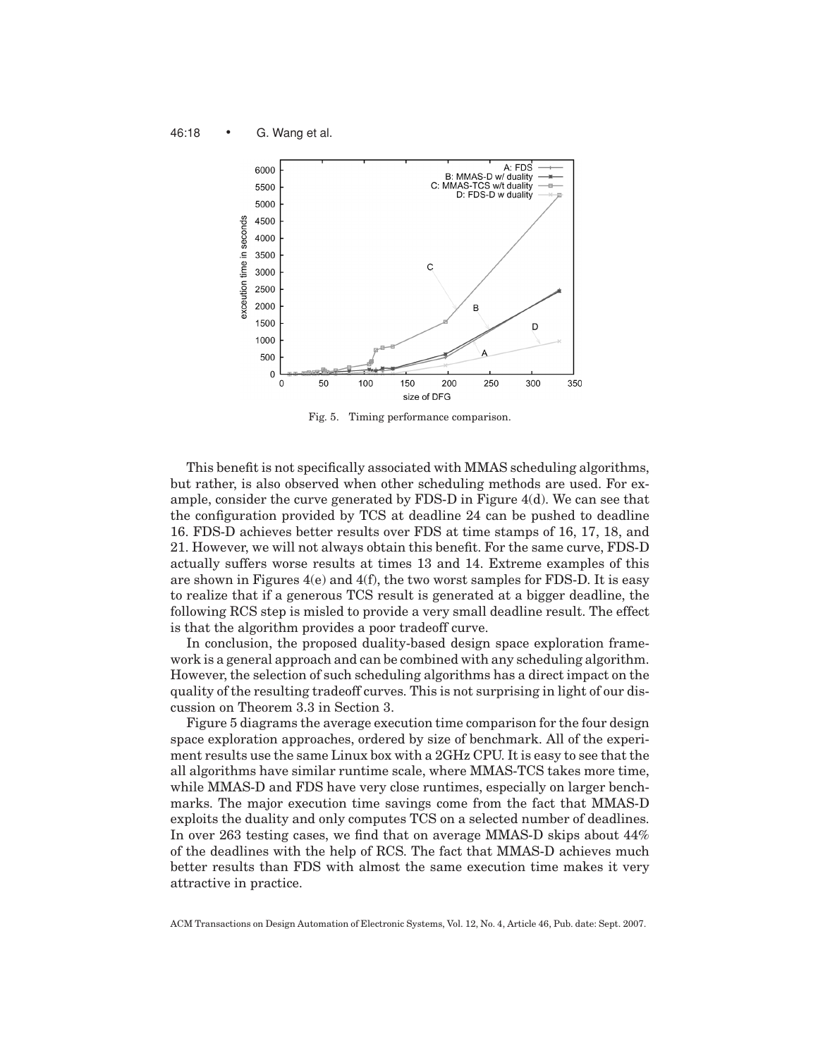Fig. 5. Timing performance comparison.

This benefit is not specifically associated with MMAS scheduling algorithms, but rather, is also observed when other scheduling methods are used. For example, consider the curve generated by FDS-D in Figure 4(d). We can see that the configuration provided by TCS at deadline 24 can be pushed to deadline 16. FDS-D achieves better results over FDS at time stamps of 16, 17, 18, and 21. However, we will not always obtain this benefit. For the same curve, FDS-D actually suffers worse results at times 13 and 14. Extreme examples of this are shown in Figures 4(e) and 4(f), the two worst samples for FDS-D. It is easy to realize that if a generous TCS result is generated at a bigger deadline, the following RCS step is misled to provide a very small deadline result. The effect is that the algorithm provides a poor tradeoff curve.

In conclusion, the proposed duality-based design space exploration framework is a general approach and can be combined with any scheduling algorithm. However, the selection of such scheduling algorithms has a direct impact on the quality of the resulting tradeoff curves. This is not surprising in light of our discussion on Theorem 3.3 in Section 3.

Figure 5 diagrams the average execution time comparison for the four design space exploration approaches, ordered by size of benchmark. All of the experiment results use the same Linux box with a 2GHz CPU. It is easy to see that the all algorithms have similar runtime scale, where MMAS-TCS takes more time, while MMAS-D and FDS have very close runtimes, especially on larger benchmarks. The major execution time savings come from the fact that MMAS-D exploits the duality and only computes TCS on a selected number of deadlines. In over 263 testing cases, we find that on average MMAS-D skips about 44% of the deadlines with the help of RCS. The fact that MMAS-D achieves much better results than FDS with almost the same execution time makes it very attractive in practice.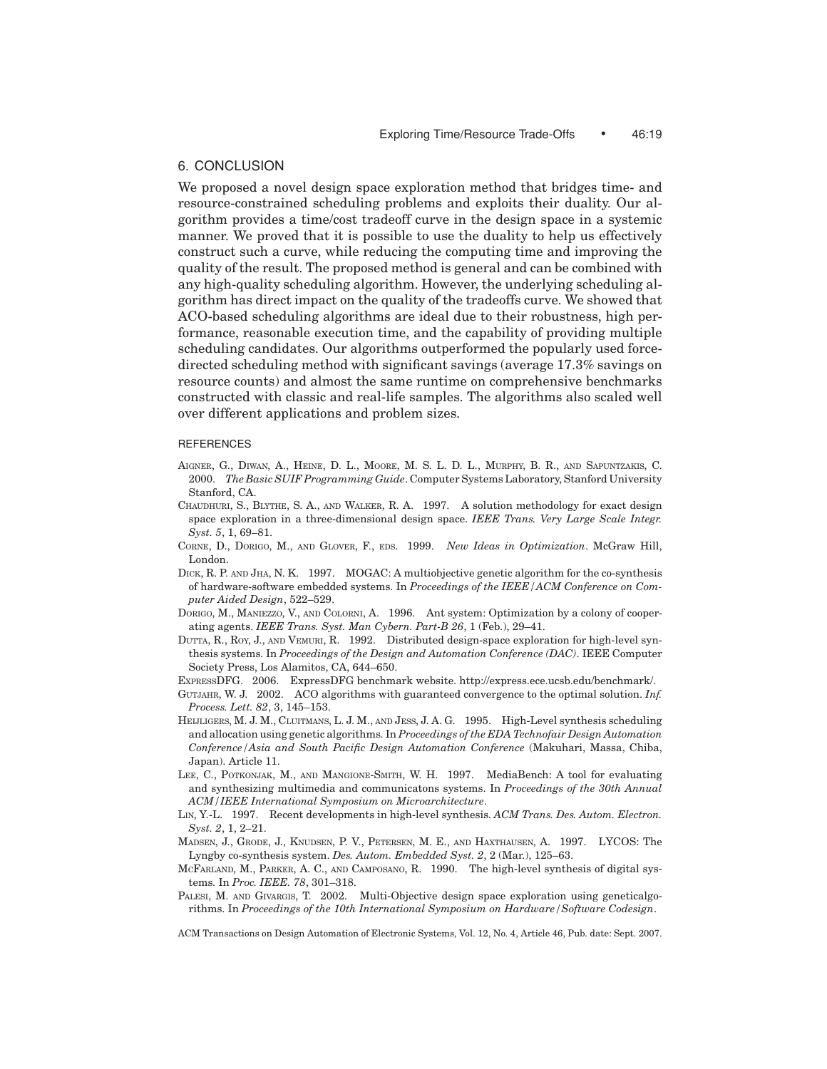## 6. CONCLUSION

We proposed a novel design space exploration method that bridges time- and resource-constrained scheduling problems and exploits their duality. Our algorithm provides a time/cost tradeoff curve in the design space in a systemic manner. We proved that it is possible to use the duality to help us effectively construct such a curve, while reducing the computing time and improving the quality of the result. The proposed method is general and can be combined with any high-quality scheduling algorithm. However, the underlying scheduling algorithm has direct impact on the quality of the tradeoffs curve. We showed that ACO-based scheduling algorithms are ideal due to their robustness, high performance, reasonable execution time, and the capability of providing multiple scheduling candidates. Our algorithms outperformed the popularly used force-directed scheduling method with significant savings (average 17.3% savings on resource counts) and almost the same runtime on comprehensive benchmarks constructed with classic and real-life samples. The algorithms also scaled well over different applications and problem sizes.

## REFERENCES

AIGNER, G., DIWAN, A., HEINE, D. L., MOORE, M. S. L. D. L., MURPHY, B. R., AND SAPUNTZAKIS, C. 2000. *The Basic SUIF Programming Guide*. Computer Systems Laboratory, Stanford University Stanford, CA.

CHAUDHURI, S., BLYTHE, S. A., AND WALKER, R. A. 1997. A solution methodology for exact design space exploration in a three-dimensional design space. *IEEE Trans. Very Large Scale Integr. Syst. 5*, 1, 69–81.

CORNE, D., DORIGO, M., AND GLOVER, F., EDS. 1999. *New Ideas in Optimization*. McGraw Hill, London.

DICK, R. P. AND JHA, N. K. 1997. MOGAC: A multiobjective genetic algorithm for the co-synthesis of hardware-software embedded systems. In *Proceedings of the IEEE/ACM Conference on Computer Aided Design*, 522–529.

DORIGO, M., MANIEZZO, V., AND COLORNI, A. 1996. Ant system: Optimization by a colony of cooperating agents. *IEEE Trans. Syst. Man Cybern. Part-B 26*, 1 (Feb.), 29–41.

DUTTA, R., ROY, J., AND VEMURI, R. 1992. Distributed design-space exploration for high-level synthesis systems. In *Proceedings of the Design and Automation Conference (DAC)*. IEEE Computer Society Press, Los Alamitos, CA, 644–650.

EXPRESSDFG. 2006. ExpressDFG benchmark website. http://express.ece.ucsb.edu/benchmark/.

GUTJAHR, W. J. 2002. ACO algorithms with guaranteed convergence to the optimal solution. *Inf. Process. Lett. 82*, 3, 145–153.

HEIJLIGERS, M. J. M., CLUITMANS, L. J. M., AND JESS, J. A. G. 1995. High-Level synthesis scheduling and allocation using genetic algorithms. In *Proceedings of the EDA Technofair Design Automation Conference/Asia and South Pacific Design Automation Conference* (Makuhari, Massa, Chiba, Japan). Article 11.

LEE, C., POTKONJAK, M., AND MANGIONE-SMITH, W. H. 1997. MediaBench: A tool for evaluating and synthesizing multimedia and communicatons systems. In *Proceedings of the 30th Annual ACM/IEEE International Symposium on Microarchitecture*.

LIN, Y.-L. 1997. Recent developments in high-level synthesis. *ACM Trans. Des. Autom. Electron. Syst. 2*, 1, 2–21.

MADSEN, J., GRODE, J., KNUDSEN, P. V., PETERSEN, M. E., AND HAXTHAUSEN, A. 1997. LYCOS: The Lyngby co-synthesis system. *Des. Autom. Embedded Syst. 2*, 2 (Mar.), 125–63.

MCFARLAND, M., PARKER, A. C., AND CAMPOSANO, R. 1990. The high-level synthesis of digital systems. In *Proc. IEEE. 78*, 301–318.

PALESI, M. AND GIVARGIS, T. 2002. Multi-Objective design space exploration using geneticalgorithms. In *Proceedings of the 10th International Symposium on Hardware/Software Codesign*.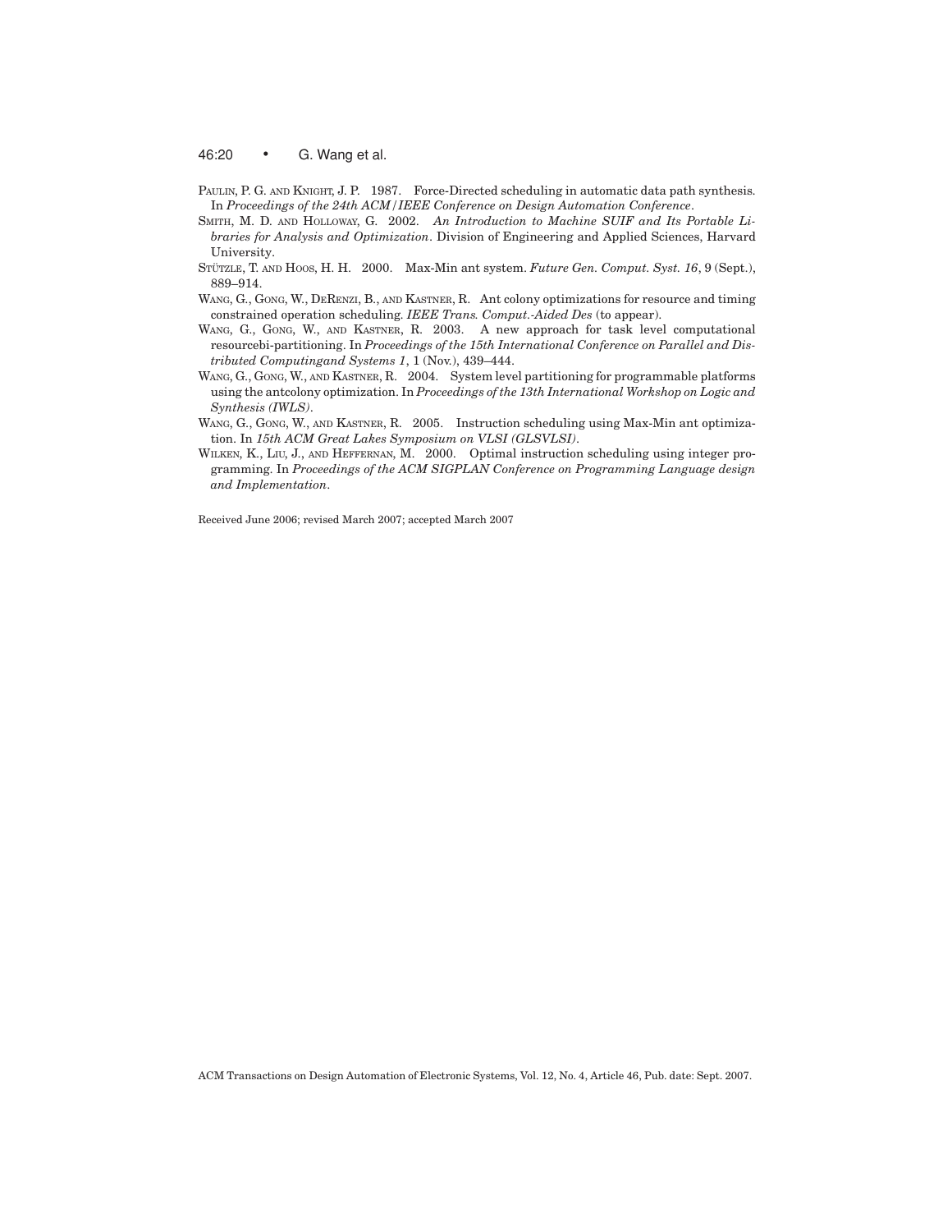PAULIN, P. G. AND KNIGHT, J. P. 1987. Force-Directed scheduling in automatic data path synthesis. In *Proceedings of the 24th ACM/IEEE Conference on Design Automation Conference*.

SMITH, M. D. AND HOLLOWAY, G. 2002. *An Introduction to Machine SUIF and Its Portable Libraries for Analysis and Optimization*. Division of Engineering and Applied Sciences, Harvard University.

STÜTZLE, T. AND HOOS, H. H. 2000. Max-Min ant system. *Future Gen. Comput. Syst. 16*, 9 (Sept.), 889–914.

WANG, G., GONG, W., DERENZI, B., AND KASTNER, R. Ant colony optimizations for resource and timing constrained operation scheduling. *IEEE Trans. Comput.-Aided Des* (to appear).

WANG, G., GONG, W., AND KASTNER, R. 2003. A new approach for task level computational resourcebi-partitioning. In *Proceedings of the 15th International Conference on Parallel and Distributed Computingand Systems 1*, 1 (Nov.), 439–444.

WANG, G., GONG, W., AND KASTNER, R. 2004. System level partitioning for programmable platforms using the antcolony optimization. In *Proceedings of the 13th International Workshop on Logic and Synthesis (IWLS)*.

WANG, G., GONG, W., AND KASTNER, R. 2005. Instruction scheduling using Max-Min ant optimization. In *15th ACM Great Lakes Symposium on VLSI (GLSVLSI)*.

WILKEN, K., LIU, J., AND HEFFERNAN, M. 2000. Optimal instruction scheduling using integer programming. In *Proceedings of the ACM SIGPLAN Conference on Programming Language design and Implementation*.

Received June 2006; revised March 2007; accepted March 2007